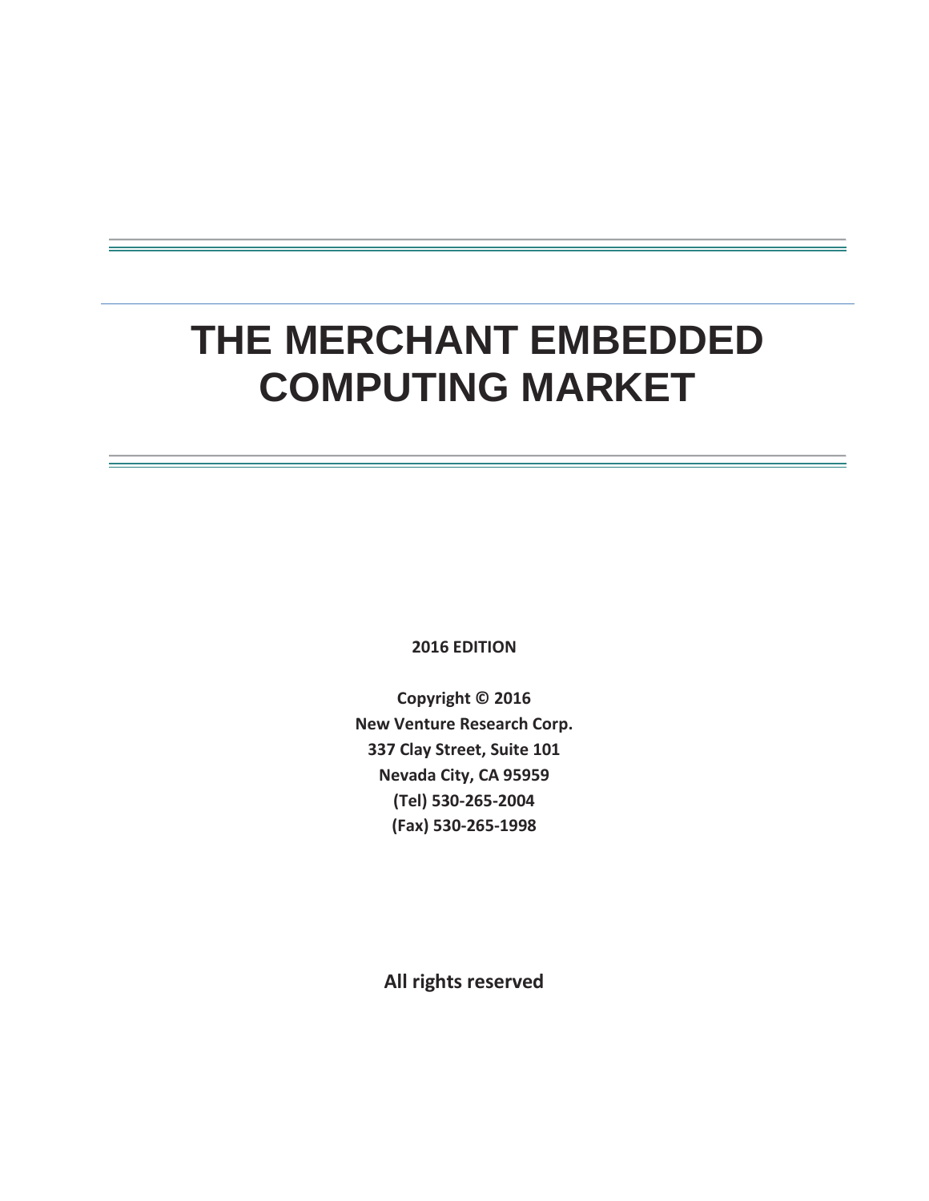# THE MERCHANT EMBEDDED COMPUTING MARKET

**2016 EDITION**

**Copyright © 2016**
**New Venture Research Corp.**
**337 Clay Street, Suite 101**
**Nevada City, CA 95959**
**(Tel) 530-265-2004**
**(Fax) 530-265-1998**

**All rights reserved**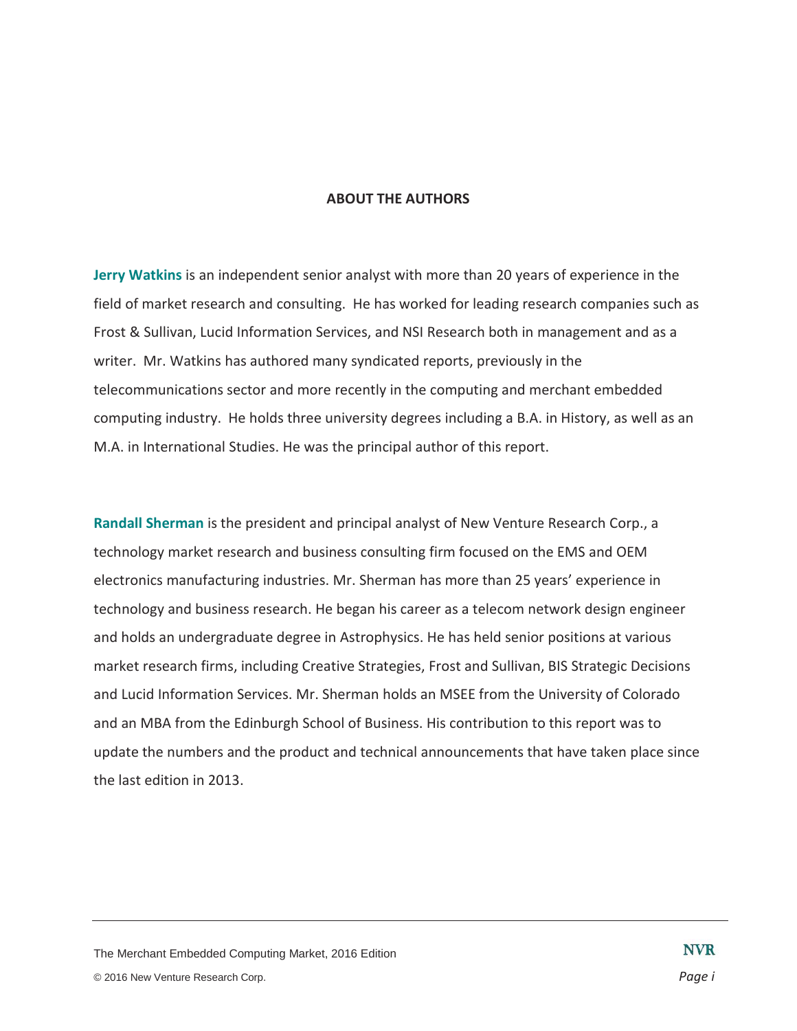## ABOUT THE AUTHORS

**Jerry Watkins** is an independent senior analyst with more than 20 years of experience in the field of market research and consulting. He has worked for leading research companies such as Frost & Sullivan, Lucid Information Services, and NSI Research both in management and as a writer. Mr. Watkins has authored many syndicated reports, previously in the telecommunications sector and more recently in the computing and merchant embedded computing industry. He holds three university degrees including a B.A. in History, as well as an M.A. in International Studies. He was the principal author of this report.

**Randall Sherman** is the president and principal analyst of New Venture Research Corp., a technology market research and business consulting firm focused on the EMS and OEM electronics manufacturing industries. Mr. Sherman has more than 25 years' experience in technology and business research. He began his career as a telecom network design engineer and holds an undergraduate degree in Astrophysics. He has held senior positions at various market research firms, including Creative Strategies, Frost and Sullivan, BIS Strategic Decisions and Lucid Information Services. Mr. Sherman holds an MSEE from the University of Colorado and an MBA from the Edinburgh School of Business. His contribution to this report was to update the numbers and the product and technical announcements that have taken place since the last edition in 2013.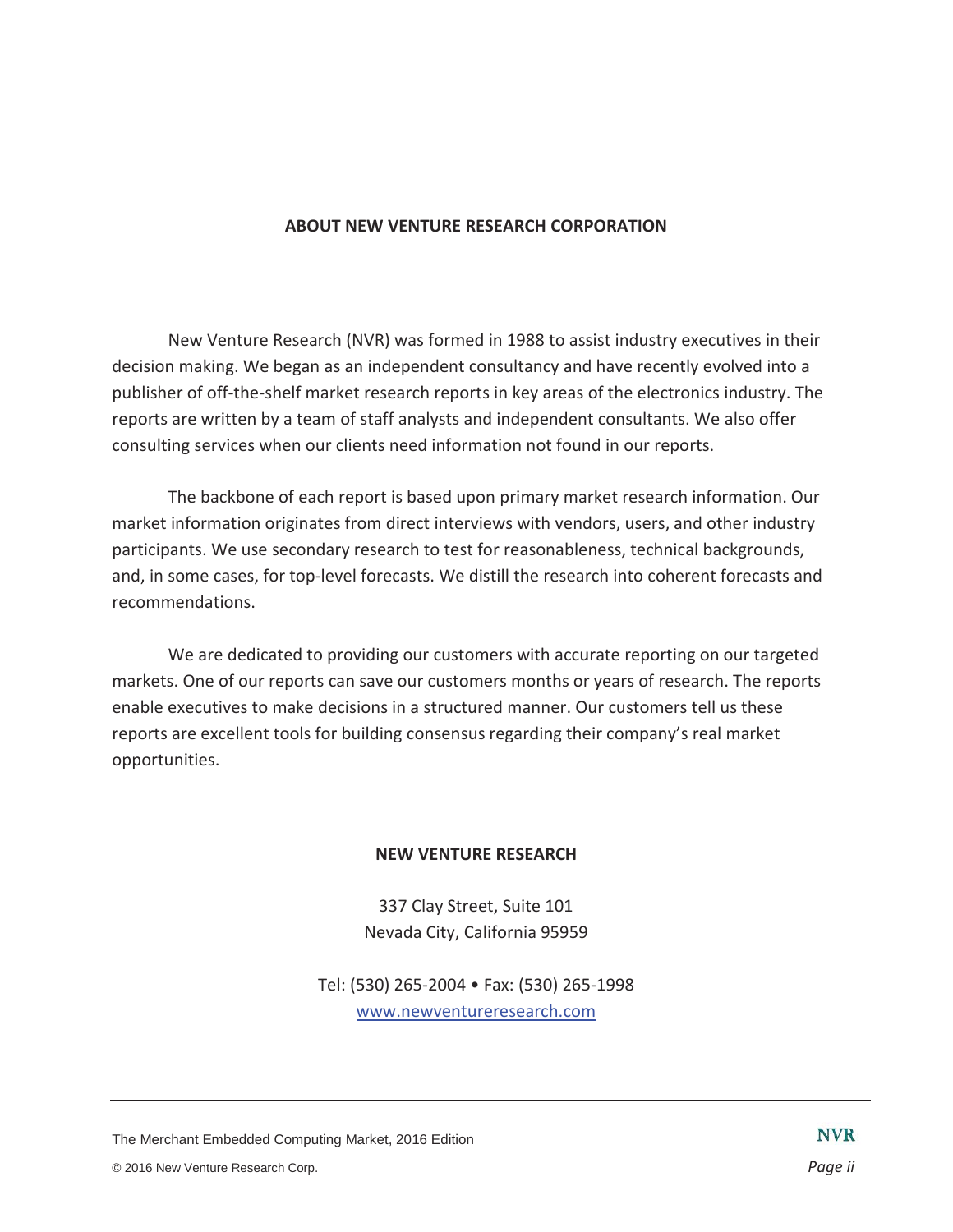## ABOUT NEW VENTURE RESEARCH CORPORATION

New Venture Research (NVR) was formed in 1988 to assist industry executives in their decision making. We began as an independent consultancy and have recently evolved into a publisher of off-the-shelf market research reports in key areas of the electronics industry. The reports are written by a team of staff analysts and independent consultants. We also offer consulting services when our clients need information not found in our reports.

The backbone of each report is based upon primary market research information. Our market information originates from direct interviews with vendors, users, and other industry participants. We use secondary research to test for reasonableness, technical backgrounds, and, in some cases, for top-level forecasts. We distill the research into coherent forecasts and recommendations.

We are dedicated to providing our customers with accurate reporting on our targeted markets. One of our reports can save our customers months or years of research. The reports enable executives to make decisions in a structured manner. Our customers tell us these reports are excellent tools for building consensus regarding their company's real market opportunities.

**NEW VENTURE RESEARCH**

337 Clay Street, Suite 101
Nevada City, California 95959

Tel: (530) 265-2004 • Fax: (530) 265-1998
www.newventureresearch.com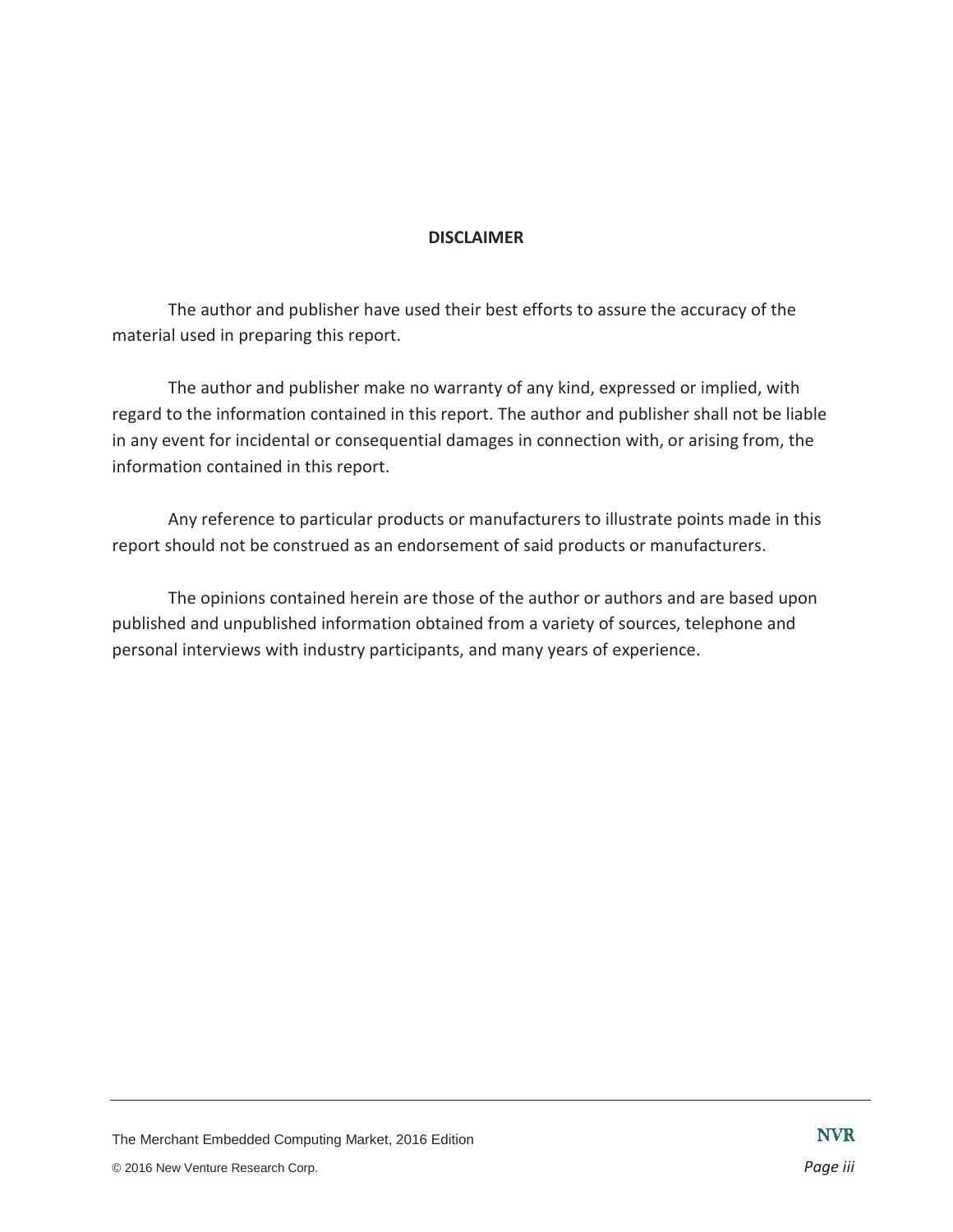**DISCLAIMER**

The author and publisher have used their best efforts to assure the accuracy of the material used in preparing this report.

The author and publisher make no warranty of any kind, expressed or implied, with regard to the information contained in this report. The author and publisher shall not be liable in any event for incidental or consequential damages in connection with, or arising from, the information contained in this report.

Any reference to particular products or manufacturers to illustrate points made in this report should not be construed as an endorsement of said products or manufacturers.

The opinions contained herein are those of the author or authors and are based upon published and unpublished information obtained from a variety of sources, telephone and personal interviews with industry participants, and many years of experience.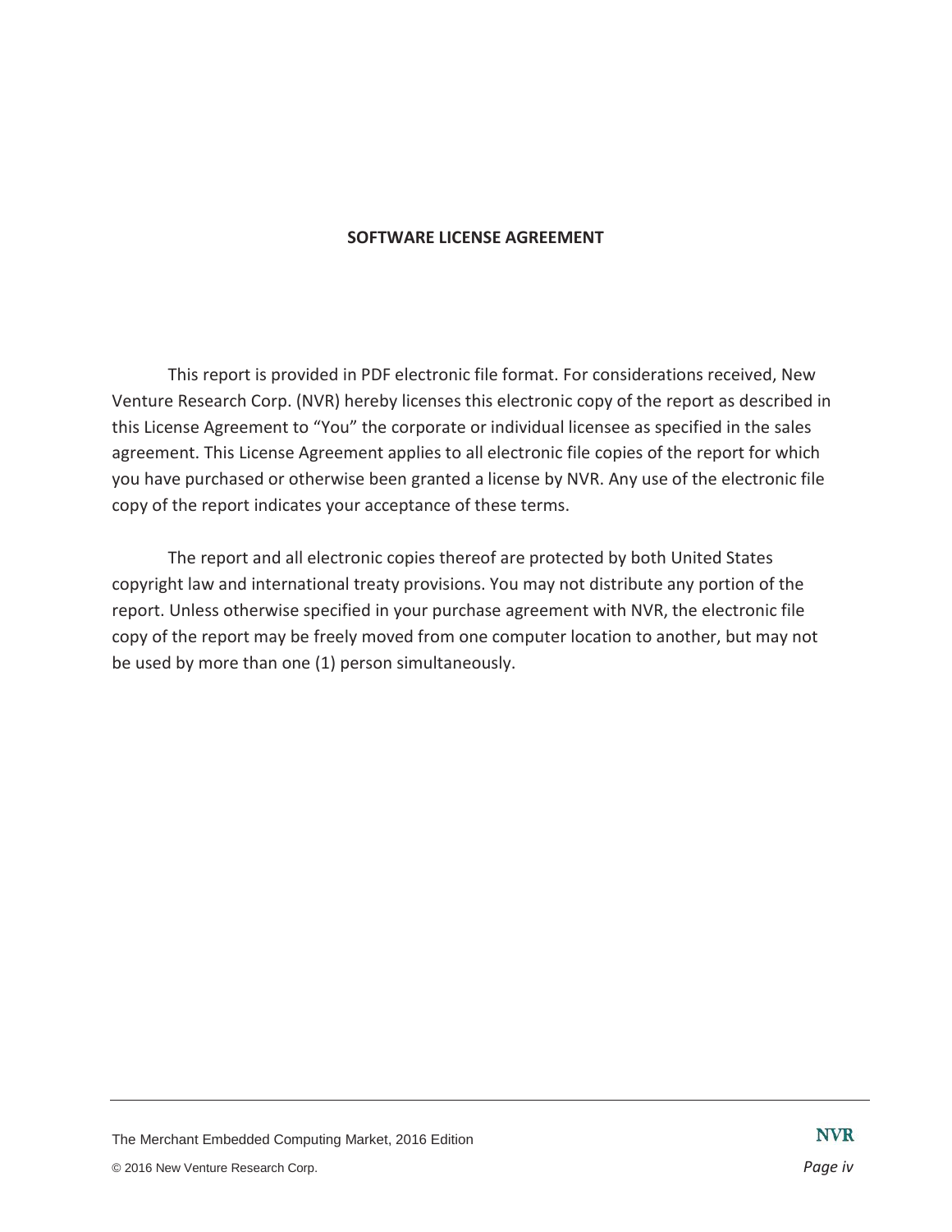**SOFTWARE LICENSE AGREEMENT**

This report is provided in PDF electronic file format. For considerations received, New Venture Research Corp. (NVR) hereby licenses this electronic copy of the report as described in this License Agreement to "You" the corporate or individual licensee as specified in the sales agreement. This License Agreement applies to all electronic file copies of the report for which you have purchased or otherwise been granted a license by NVR. Any use of the electronic file copy of the report indicates your acceptance of these terms.

The report and all electronic copies thereof are protected by both United States copyright law and international treaty provisions. You may not distribute any portion of the report. Unless otherwise specified in your purchase agreement with NVR, the electronic file copy of the report may be freely moved from one computer location to another, but may not be used by more than one (1) person simultaneously.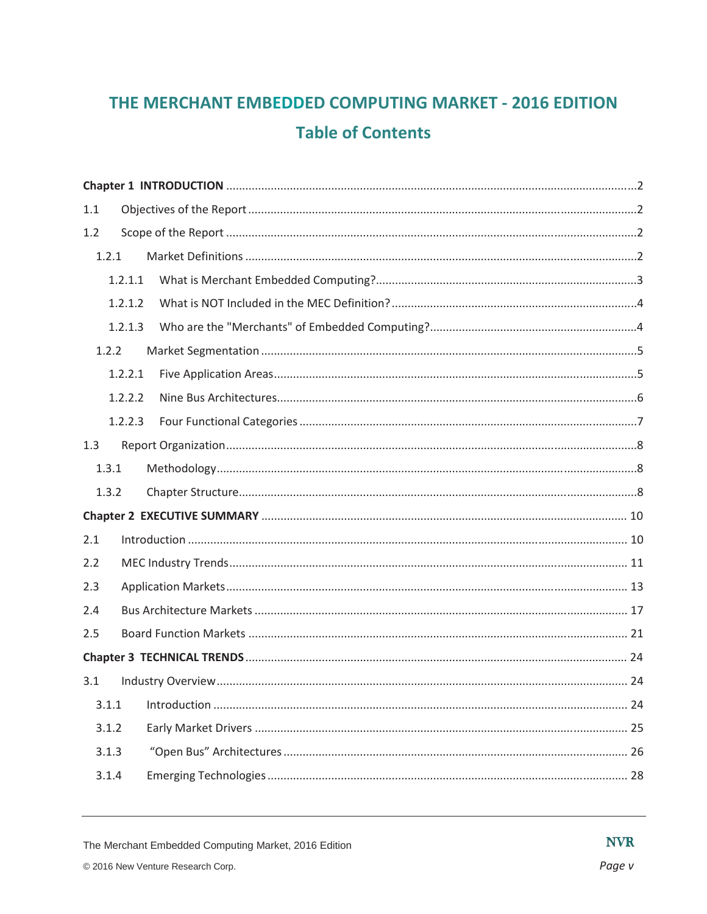# THE MERCHANT EMBEDDED COMPUTING MARKET - 2016 EDITION

## Table of Contents

**Chapter 1 INTRODUCTION** ........................................ 2

1.1 Objectives of the Report ........................................ 2

1.2 Scope of the Report ........................................ 2

1.2.1 Market Definitions ........................................ 2

1.2.1.1 What is Merchant Embedded Computing? ........................................ 3

1.2.1.2 What is NOT Included in the MEC Definition? ........................................ 4

1.2.1.3 Who are the "Merchants" of Embedded Computing? ........................................ 4

1.2.2 Market Segmentation ........................................ 5

1.2.2.1 Five Application Areas ........................................ 5

1.2.2.2 Nine Bus Architectures ........................................ 6

1.2.2.3 Four Functional Categories ........................................ 7

1.3 Report Organization ........................................ 8

1.3.1 Methodology ........................................ 8

1.3.2 Chapter Structure ........................................ 8

**Chapter 2 EXECUTIVE SUMMARY** ........................................ 10

2.1 Introduction ........................................ 10

2.2 MEC Industry Trends ........................................ 11

2.3 Application Markets ........................................ 13

2.4 Bus Architecture Markets ........................................ 17

2.5 Board Function Markets ........................................ 21

**Chapter 3 TECHNICAL TRENDS** ........................................ 24

3.1 Industry Overview ........................................ 24

3.1.1 Introduction ........................................ 24

3.1.2 Early Market Drivers ........................................ 25

3.1.3 "Open Bus" Architectures ........................................ 26

3.1.4 Emerging Technologies ........................................ 28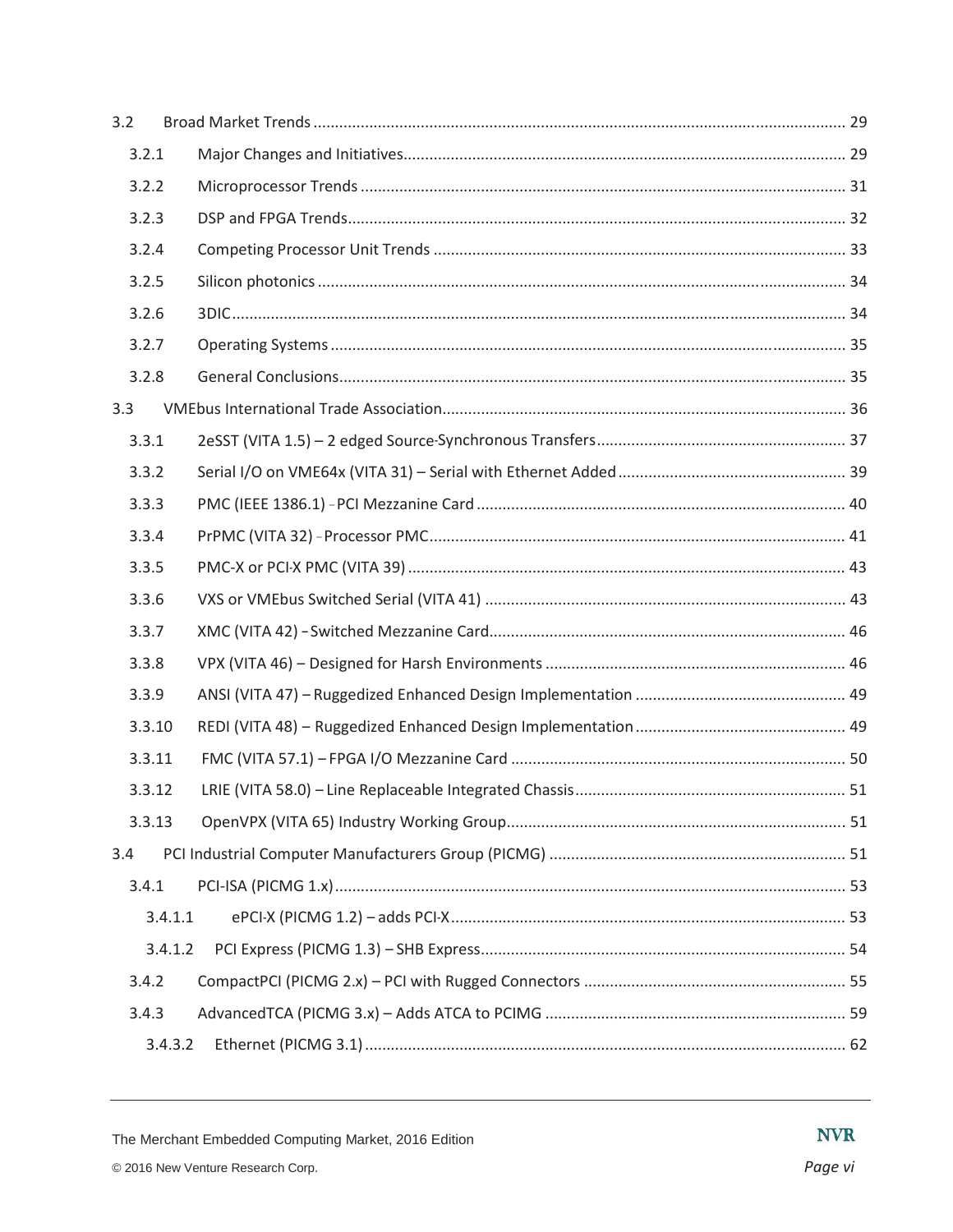3.2 Broad Market Trends ........................................................................................................................ 29

3.2.1 Major Changes and Initiatives..................................................................................................... 29

3.2.2 Microprocessor Trends ............................................................................................................... 31

3.2.3 DSP and FPGA Trends.................................................................................................................. 32

3.2.4 Competing Processor Unit Trends ............................................................................................... 33

3.2.5 Silicon photonics ......................................................................................................................... 34

3.2.6 3DIC............................................................................................................................................. 34

3.2.7 Operating Systems ...................................................................................................................... 35

3.2.8 General Conclusions.................................................................................................................... 35

3.3 VMEbus International Trade Association............................................................................................ 36

3.3.1 2eSST (VITA 1.5) – 2 edged Source-Synchronous Transfers......................................................... 37

3.3.2 Serial I/O on VME64x (VITA 31) – Serial with Ethernet Added .................................................... 39

3.3.3 PMC (IEEE 1386.1) - PCI Mezzanine Card .................................................................................... 40

3.3.4 PrPMC (VITA 32) - Processor PMC................................................................................................ 41

3.3.5 PMC-X or PCI-X PMC (VITA 39) .................................................................................................... 43

3.3.6 VXS or VMEbus Switched Serial (VITA 41) .................................................................................. 43

3.3.7 XMC (VITA 42) - Switched Mezzanine Card.................................................................................. 46

3.3.8 VPX (VITA 46) – Designed for Harsh Environments ..................................................................... 46

3.3.9 ANSI (VITA 47) – Ruggedized Enhanced Design Implementation ................................................ 49

3.3.10 REDI (VITA 48) – Ruggedized Enhanced Design Implementation ................................................ 49

3.3.11 FMC (VITA 57.1) – FPGA I/O Mezzanine Card ............................................................................. 50

3.3.12 LRIE (VITA 58.0) – Line Replaceable Integrated Chassis............................................................... 51

3.3.13 OpenVPX (VITA 65) Industry Working Group.............................................................................. 51

3.4 PCI Industrial Computer Manufacturers Group (PICMG) .................................................................... 51

3.4.1 PCI-ISA (PICMG 1.x)..................................................................................................................... 53

3.4.1.1 ePCI-X (PICMG 1.2) – adds PCI-X........................................................................................... 53

3.4.1.2 PCI Express (PICMG 1.3) – SHB Express.................................................................................... 54

3.4.2 CompactPCI (PICMG 2.x) – PCI with Rugged Connectors ............................................................ 55

3.4.3 AdvancedTCA (PICMG 3.x) – Adds ATCA to PCIMG ..................................................................... 59

3.4.3.2 Ethernet (PICMG 3.1) .............................................................................................................. 62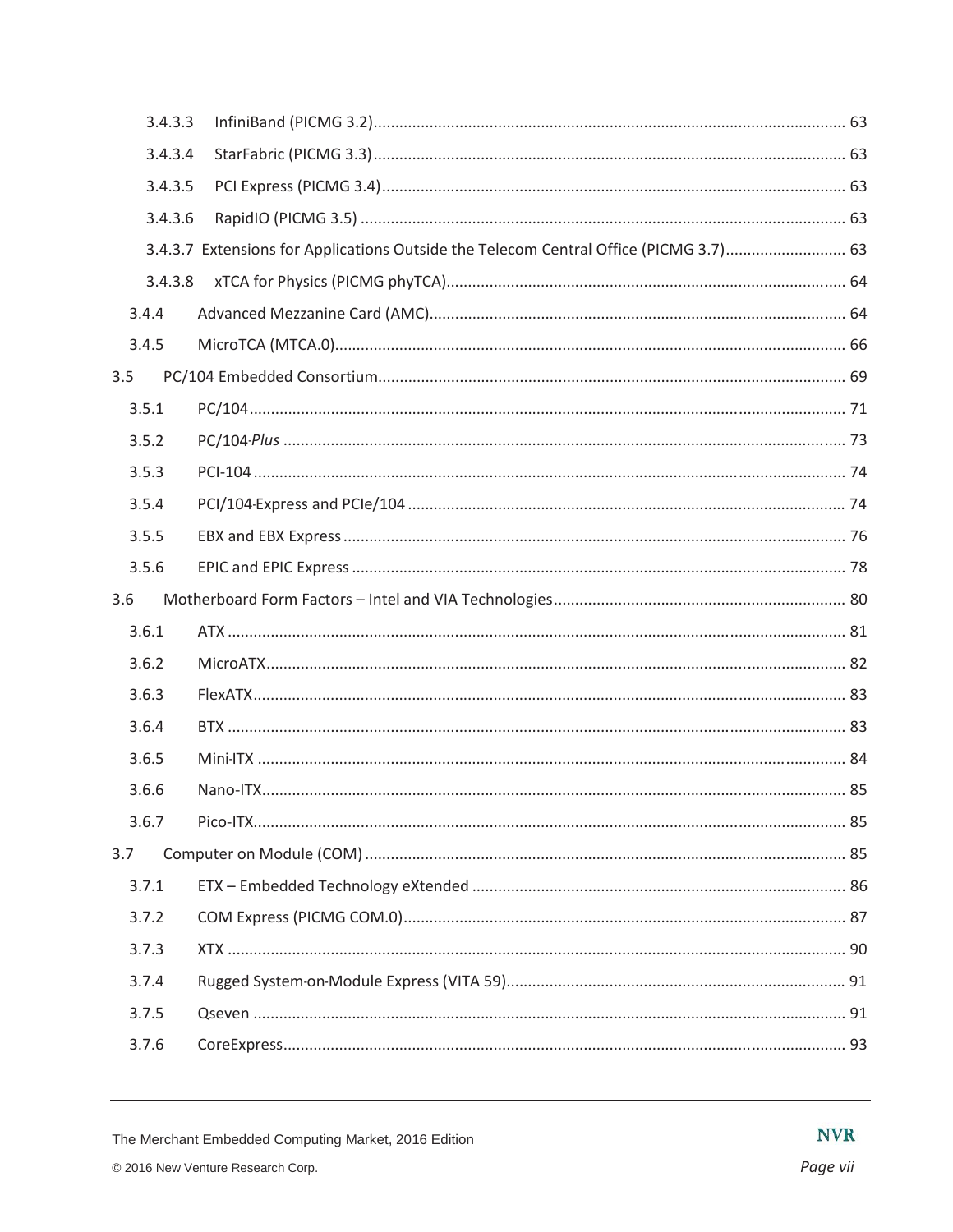3.4.3.3 InfiniBand (PICMG 3.2) ........ 63

3.4.3.4 StarFabric (PICMG 3.3) ........ 63

3.4.3.5 PCI Express (PICMG 3.4) ........ 63

3.4.3.6 RapidIO (PICMG 3.5) ........ 63

3.4.3.7 Extensions for Applications Outside the Telecom Central Office (PICMG 3.7) ........ 63

3.4.3.8 xTCA for Physics (PICMG phyTCA) ........ 64

3.4.4 Advanced Mezzanine Card (AMC) ........ 64

3.4.5 MicroTCA (MTCA.0) ........ 66

3.5 PC/104 Embedded Consortium ........ 69

3.5.1 PC/104 ........ 71

3.5.2 PC/104-*Plus* ........ 73

3.5.3 PCI-104 ........ 74

3.5.4 PCI/104-Express and PCIe/104 ........ 74

3.5.5 EBX and EBX Express ........ 76

3.5.6 EPIC and EPIC Express ........ 78

3.6 Motherboard Form Factors – Intel and VIA Technologies ........ 80

3.6.1 ATX ........ 81

3.6.2 MicroATX ........ 82

3.6.3 FlexATX ........ 83

3.6.4 BTX ........ 83

3.6.5 Mini-ITX ........ 84

3.6.6 Nano-ITX ........ 85

3.6.7 Pico-ITX ........ 85

3.7 Computer on Module (COM) ........ 85

3.7.1 ETX – Embedded Technology eXtended ........ 86

3.7.2 COM Express (PICMG COM.0) ........ 87

3.7.3 XTX ........ 90

3.7.4 Rugged System-on-Module Express (VITA 59) ........ 91

3.7.5 Qseven ........ 91

3.7.6 CoreExpress ........ 93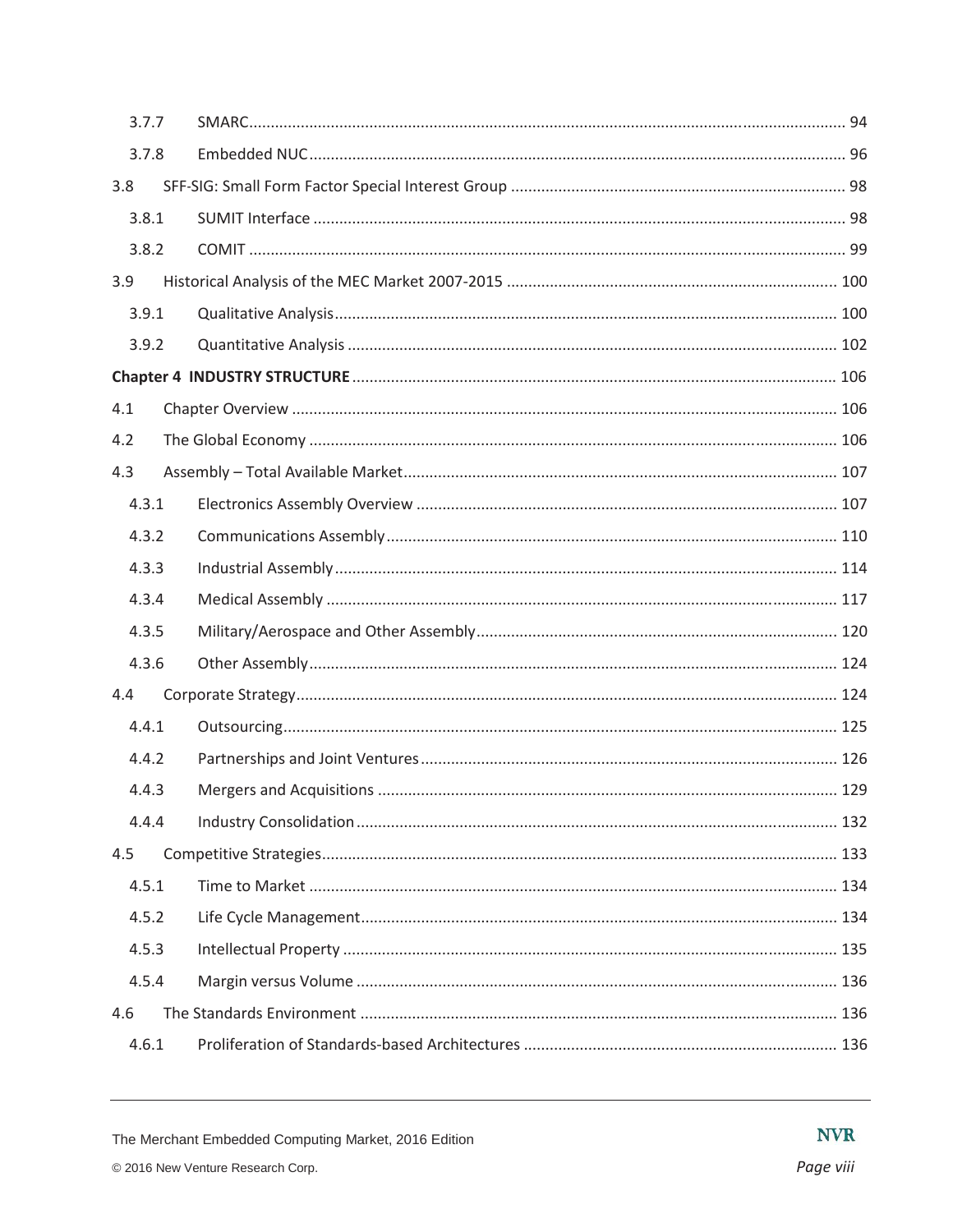| | | |
|---|---|---|
| 3.7.7 | SMARC | 94 |
| 3.7.8 | Embedded NUC | 96 |
| 3.8 | SFF-SIG: Small Form Factor Special Interest Group | 98 |
| 3.8.1 | SUMIT Interface | 98 |
| 3.8.2 | COMIT | 99 |
| 3.9 | Historical Analysis of the MEC Market 2007-2015 | 100 |
| 3.9.1 | Qualitative Analysis | 100 |
| 3.9.2 | Quantitative Analysis | 102 |
| **Chapter 4** | **INDUSTRY STRUCTURE** | 106 |
| 4.1 | Chapter Overview | 106 |
| 4.2 | The Global Economy | 106 |
| 4.3 | Assembly – Total Available Market | 107 |
| 4.3.1 | Electronics Assembly Overview | 107 |
| 4.3.2 | Communications Assembly | 110 |
| 4.3.3 | Industrial Assembly | 114 |
| 4.3.4 | Medical Assembly | 117 |
| 4.3.5 | Military/Aerospace and Other Assembly | 120 |
| 4.3.6 | Other Assembly | 124 |
| 4.4 | Corporate Strategy | 124 |
| 4.4.1 | Outsourcing | 125 |
| 4.4.2 | Partnerships and Joint Ventures | 126 |
| 4.4.3 | Mergers and Acquisitions | 129 |
| 4.4.4 | Industry Consolidation | 132 |
| 4.5 | Competitive Strategies | 133 |
| 4.5.1 | Time to Market | 134 |
| 4.5.2 | Life Cycle Management | 134 |
| 4.5.3 | Intellectual Property | 135 |
| 4.5.4 | Margin versus Volume | 136 |
| 4.6 | The Standards Environment | 136 |
| 4.6.1 | Proliferation of Standards-based Architectures | 136 |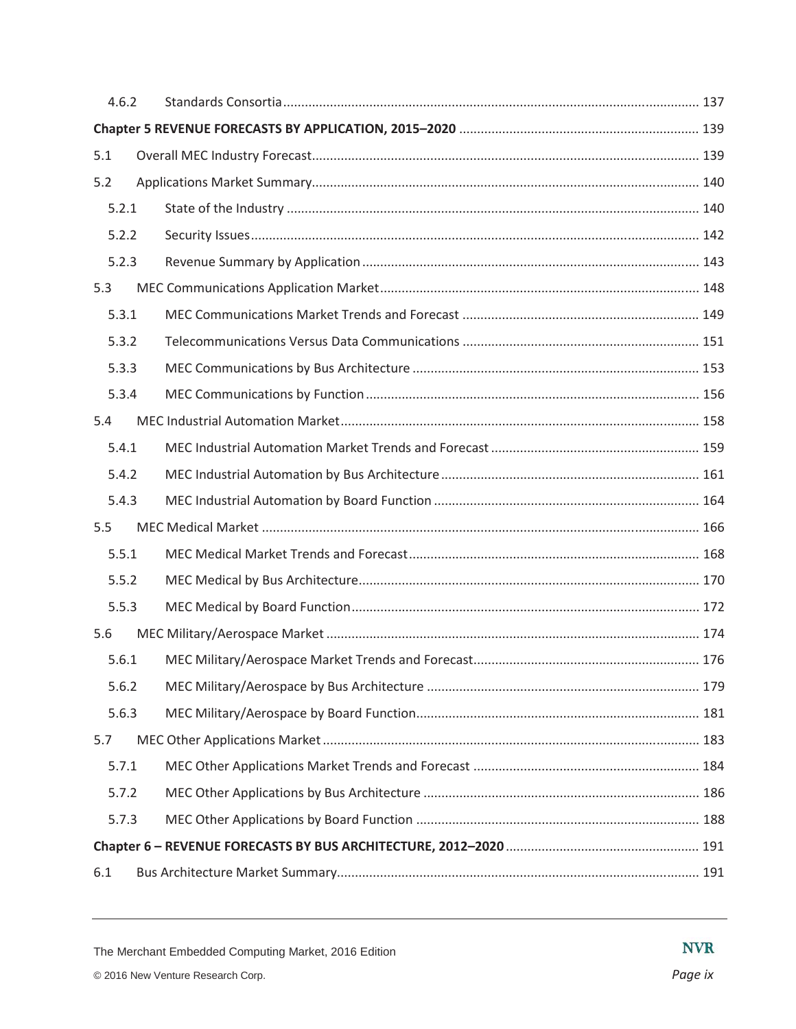4.6.2 Standards Consortia ... 137

**Chapter 5 REVENUE FORECASTS BY APPLICATION, 2015–2020** ... 139

5.1 Overall MEC Industry Forecast ... 139

5.2 Applications Market Summary ... 140

5.2.1 State of the Industry ... 140

5.2.2 Security Issues ... 142

5.2.3 Revenue Summary by Application ... 143

5.3 MEC Communications Application Market ... 148

5.3.1 MEC Communications Market Trends and Forecast ... 149

5.3.2 Telecommunications Versus Data Communications ... 151

5.3.3 MEC Communications by Bus Architecture ... 153

5.3.4 MEC Communications by Function ... 156

5.4 MEC Industrial Automation Market ... 158

5.4.1 MEC Industrial Automation Market Trends and Forecast ... 159

5.4.2 MEC Industrial Automation by Bus Architecture ... 161

5.4.3 MEC Industrial Automation by Board Function ... 164

5.5 MEC Medical Market ... 166

5.5.1 MEC Medical Market Trends and Forecast ... 168

5.5.2 MEC Medical by Bus Architecture ... 170

5.5.3 MEC Medical by Board Function ... 172

5.6 MEC Military/Aerospace Market ... 174

5.6.1 MEC Military/Aerospace Market Trends and Forecast ... 176

5.6.2 MEC Military/Aerospace by Bus Architecture ... 179

5.6.3 MEC Military/Aerospace by Board Function ... 181

5.7 MEC Other Applications Market ... 183

5.7.1 MEC Other Applications Market Trends and Forecast ... 184

5.7.2 MEC Other Applications by Bus Architecture ... 186

5.7.3 MEC Other Applications by Board Function ... 188

**Chapter 6 – REVENUE FORECASTS BY BUS ARCHITECTURE, 2012–2020** ... 191

6.1 Bus Architecture Market Summary ... 191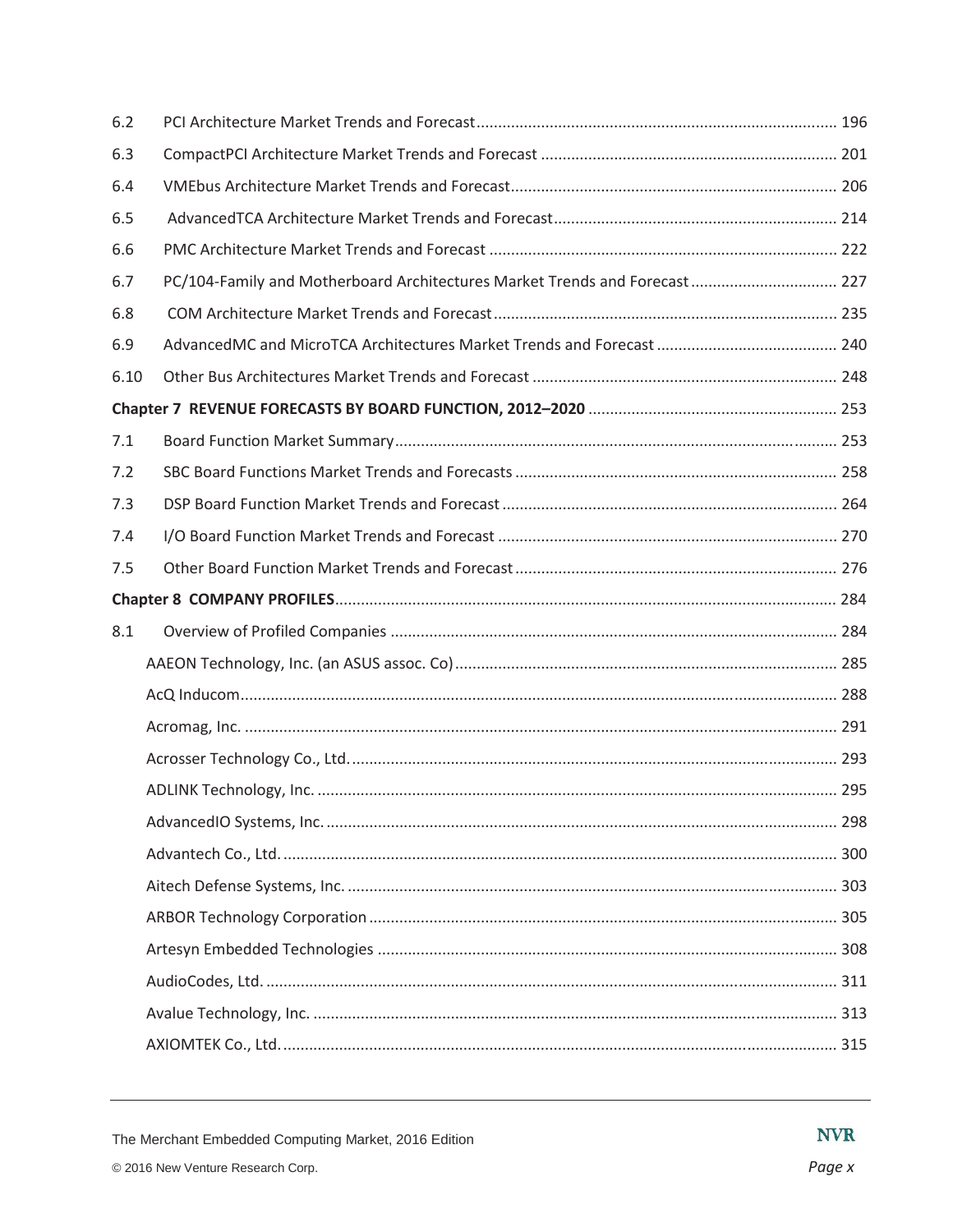6.2 PCI Architecture Market Trends and Forecast .......... 196

6.3 CompactPCI Architecture Market Trends and Forecast .......... 201

6.4 VMEbus Architecture Market Trends and Forecast .......... 206

6.5 AdvancedTCA Architecture Market Trends and Forecast .......... 214

6.6 PMC Architecture Market Trends and Forecast .......... 222

6.7 PC/104-Family and Motherboard Architectures Market Trends and Forecast .......... 227

6.8 COM Architecture Market Trends and Forecast .......... 235

6.9 AdvancedMC and MicroTCA Architectures Market Trends and Forecast .......... 240

6.10 Other Bus Architectures Market Trends and Forecast .......... 248

**Chapter 7 REVENUE FORECASTS BY BOARD FUNCTION, 2012–2020** .......... 253

7.1 Board Function Market Summary .......... 253

7.2 SBC Board Functions Market Trends and Forecasts .......... 258

7.3 DSP Board Function Market Trends and Forecast .......... 264

7.4 I/O Board Function Market Trends and Forecast .......... 270

7.5 Other Board Function Market Trends and Forecast .......... 276

**Chapter 8 COMPANY PROFILES** .......... 284

8.1 Overview of Profiled Companies .......... 284

AAEON Technology, Inc. (an ASUS assoc. Co) .......... 285

AcQ Inducom .......... 288

Acromag, Inc. .......... 291

Acrosser Technology Co., Ltd. .......... 293

ADLINK Technology, Inc. .......... 295

AdvancedIO Systems, Inc. .......... 298

Advantech Co., Ltd. .......... 300

Aitech Defense Systems, Inc. .......... 303

ARBOR Technology Corporation .......... 305

Artesyn Embedded Technologies .......... 308

AudioCodes, Ltd. .......... 311

Avalue Technology, Inc. .......... 313

AXIOMTEK Co., Ltd. .......... 315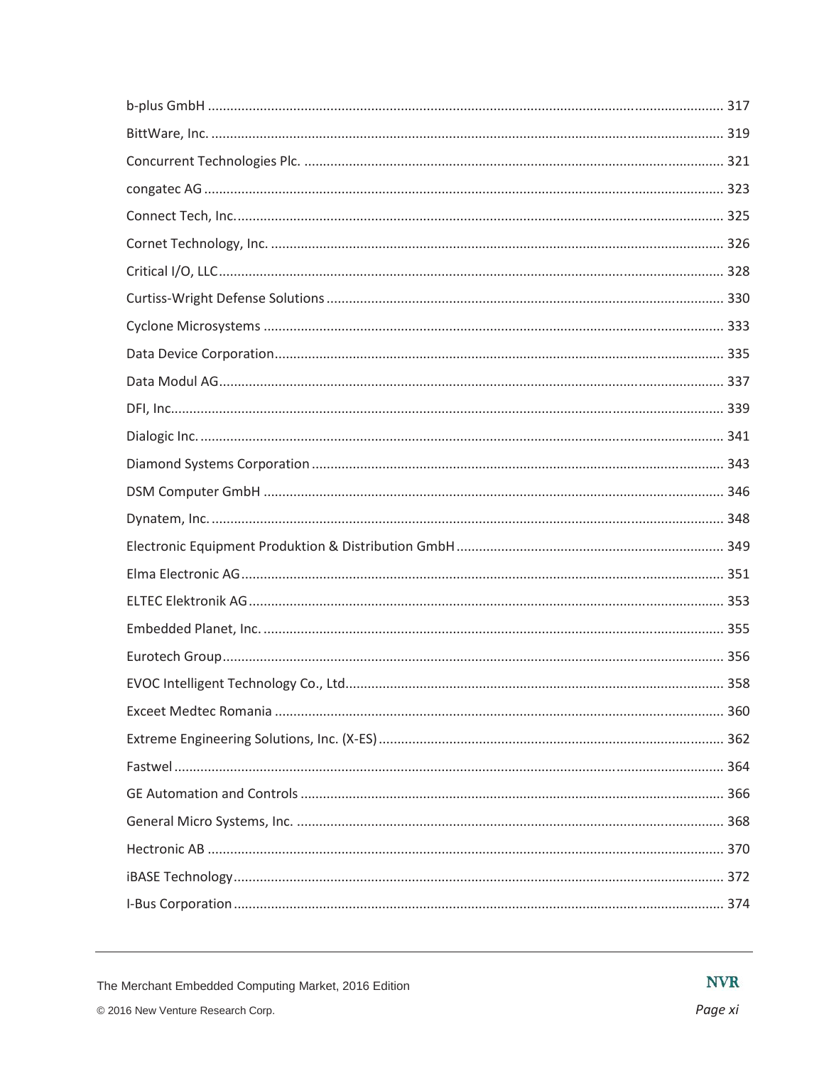b-plus GmbH ........................................................................................................................................ 317

BittWare, Inc. ........................................................................................................................................ 319

Concurrent Technologies Plc. ................................................................................................................ 321

congatec AG .......................................................................................................................................... 323

Connect Tech, Inc.................................................................................................................................. 325

Cornet Technology, Inc. ......................................................................................................................... 326

Critical I/O, LLC...................................................................................................................................... 328

Curtiss-Wright Defense Solutions .......................................................................................................... 330

Cyclone Microsystems ........................................................................................................................... 333

Data Device Corporation........................................................................................................................ 335

Data Modul AG...................................................................................................................................... 337

DFI, Inc................................................................................................................................................... 339

Dialogic Inc. ........................................................................................................................................... 341

Diamond Systems Corporation .............................................................................................................. 343

DSM Computer GmbH ........................................................................................................................... 346

Dynatem, Inc. ........................................................................................................................................ 348

Electronic Equipment Produktion & Distribution GmbH....................................................................... 349

Elma Electronic AG................................................................................................................................. 351

ELTEC Elektronik AG............................................................................................................................... 353

Embedded Planet, Inc. .......................................................................................................................... 355

Eurotech Group...................................................................................................................................... 356

EVOC Intelligent Technology Co., Ltd..................................................................................................... 358

Exceet Medtec Romania ........................................................................................................................ 360

Extreme Engineering Solutions, Inc. (X-ES)............................................................................................ 362

Fastwel .................................................................................................................................................. 364

GE Automation and Controls ................................................................................................................. 366

General Micro Systems, Inc. .................................................................................................................. 368

Hectronic AB ......................................................................................................................................... 370

iBASE Technology................................................................................................................................... 372

I-Bus Corporation .................................................................................................................................. 374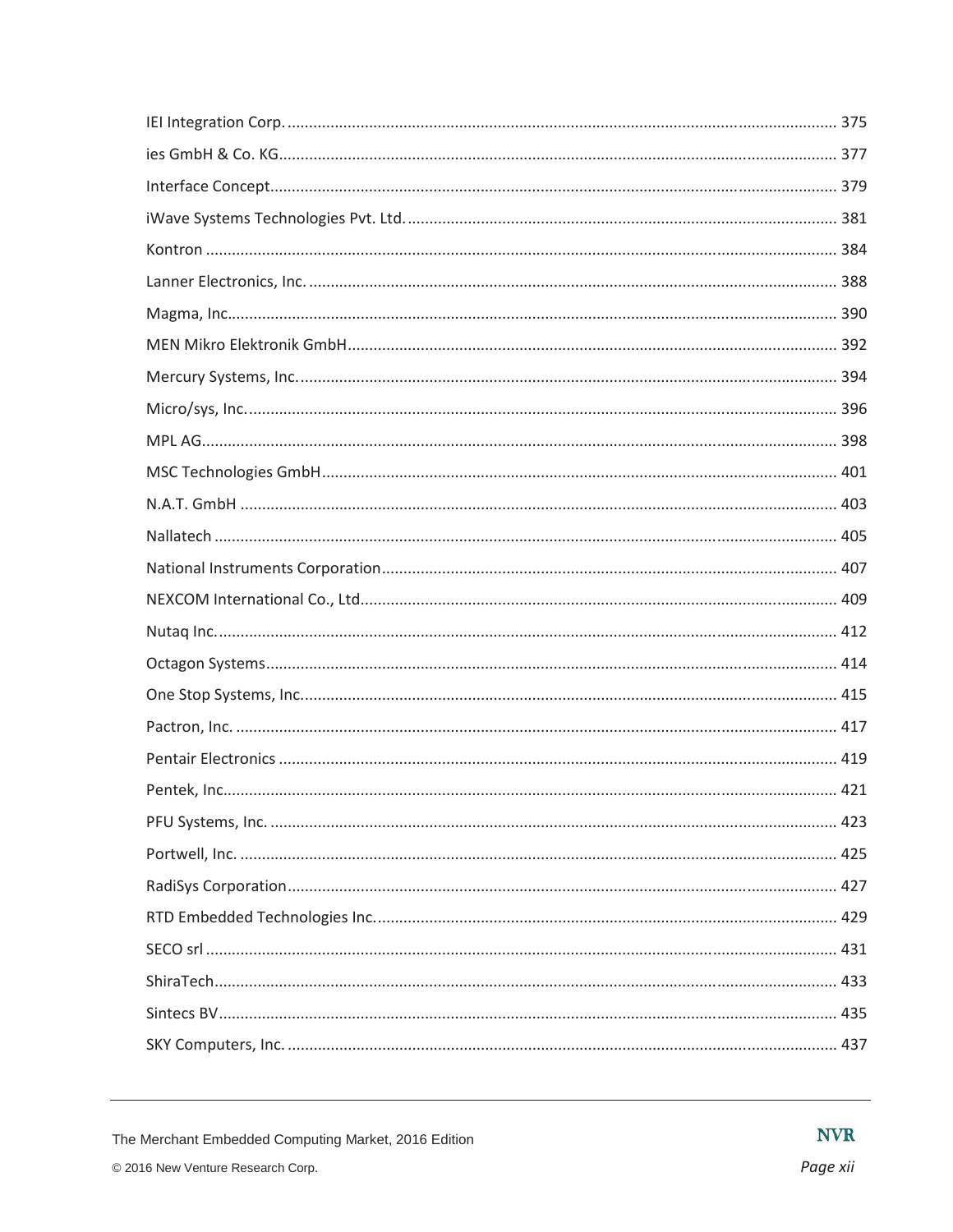IEI Integration Corp. ............................................................................................................................ 375

ies GmbH & Co. KG.............................................................................................................................. 377

Interface Concept.................................................................................................................................. 379

iWave Systems Technologies Pvt. Ltd. .................................................................................................. 381

Kontron ................................................................................................................................................. 384

Lanner Electronics, Inc. ......................................................................................................................... 388

Magma, Inc............................................................................................................................................ 390

MEN Mikro Elektronik GmbH................................................................................................................ 392

Mercury Systems, Inc. ........................................................................................................................... 394

Micro/sys, Inc. ....................................................................................................................................... 396

MPL AG.................................................................................................................................................. 398

MSC Technologies GmbH...................................................................................................................... 401

N.A.T. GmbH ......................................................................................................................................... 403

Nallatech ............................................................................................................................................... 405

National Instruments Corporation......................................................................................................... 407

NEXCOM International Co., Ltd............................................................................................................. 409

Nutaq Inc. .............................................................................................................................................. 412

Octagon Systems.................................................................................................................................... 414

One Stop Systems, Inc............................................................................................................................ 415

Pactron, Inc. .......................................................................................................................................... 417

Pentair Electronics ................................................................................................................................ 419

Pentek, Inc............................................................................................................................................. 421

PFU Systems, Inc. .................................................................................................................................. 423

Portwell, Inc. ......................................................................................................................................... 425

RadiSys Corporation.............................................................................................................................. 427

RTD Embedded Technologies Inc. .......................................................................................................... 429

SECO srl ................................................................................................................................................. 431

ShiraTech............................................................................................................................................... 433

Sintecs BV.............................................................................................................................................. 435

SKY Computers, Inc. .............................................................................................................................. 437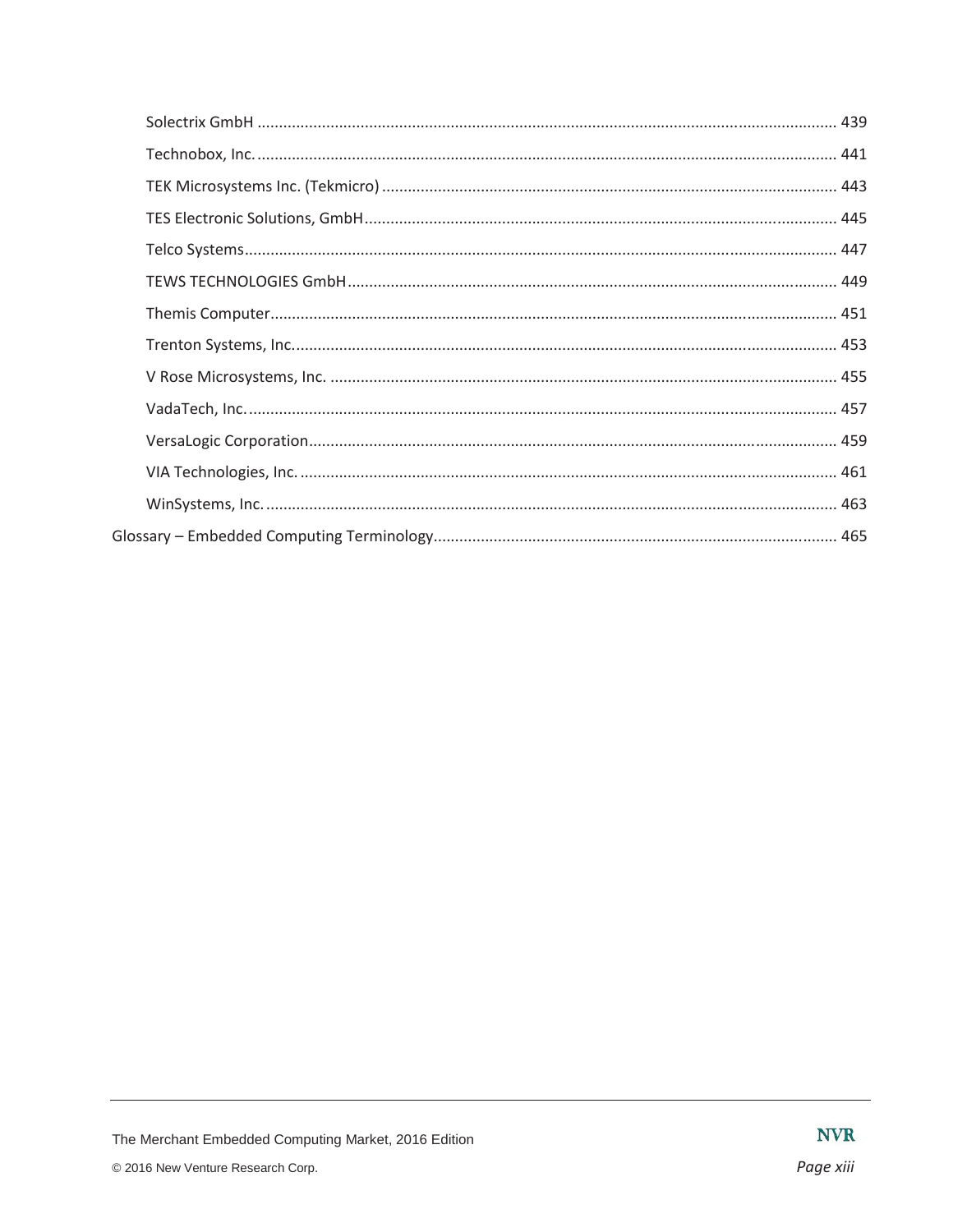Solectrix GmbH ...................................................................................................................................... 439

Technobox, Inc. ...................................................................................................................................... 441

TEK Microsystems Inc. (Tekmicro) ......................................................................................................... 443

TES Electronic Solutions, GmbH ............................................................................................................. 445

Telco Systems ......................................................................................................................................... 447

TEWS TECHNOLOGIES GmbH ................................................................................................................. 449

Themis Computer ................................................................................................................................... 451

Trenton Systems, Inc. ............................................................................................................................. 453

V Rose Microsystems, Inc. ..................................................................................................................... 455

VadaTech, Inc. ........................................................................................................................................ 457

VersaLogic Corporation .......................................................................................................................... 459

VIA Technologies, Inc. ............................................................................................................................ 461

WinSystems, Inc. .................................................................................................................................... 463

Glossary – Embedded Computing Terminology ............................................................................................. 465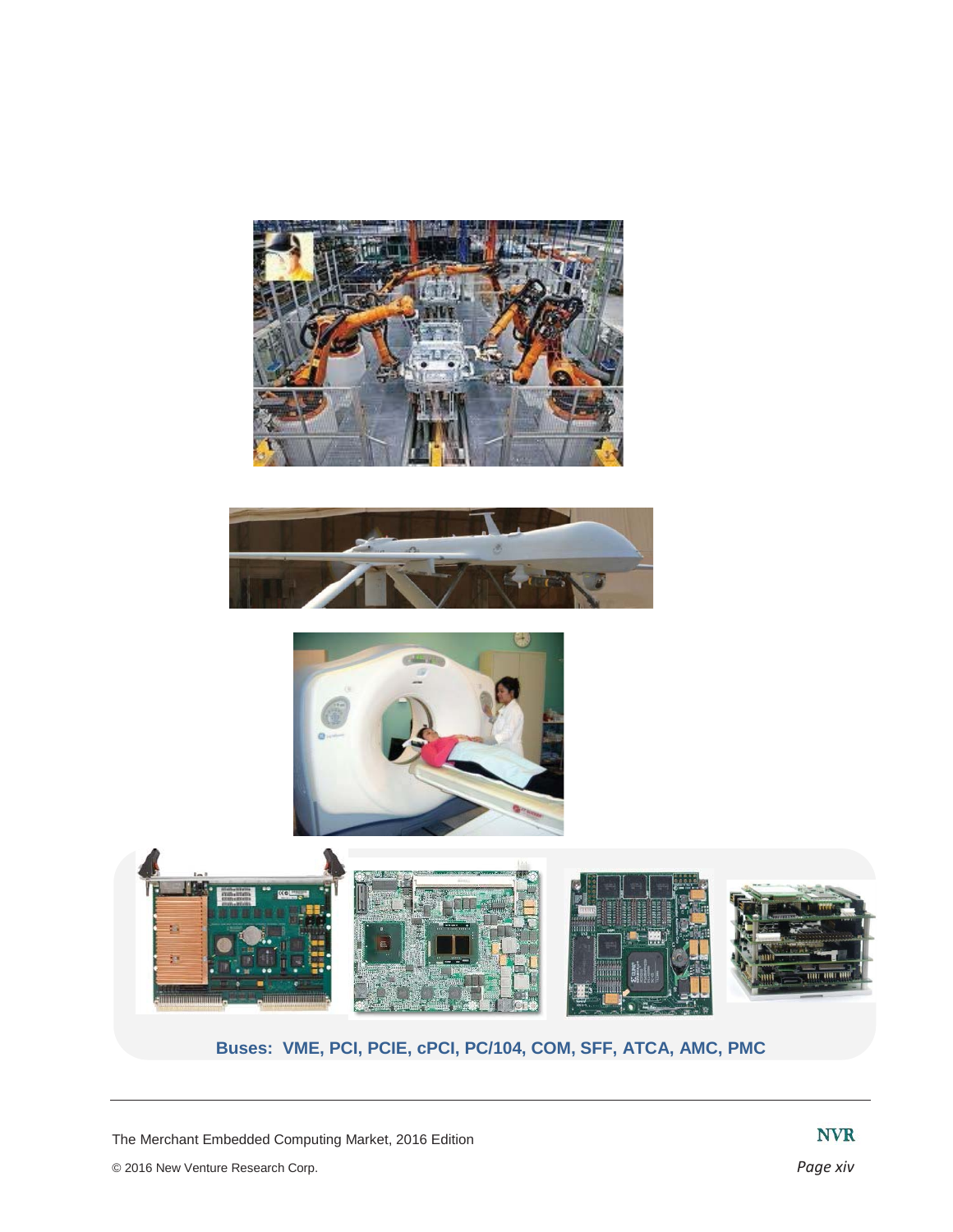**Buses: VME, PCI, PCIE, cPCI, PC/104, COM, SFF, ATCA, AMC, PMC**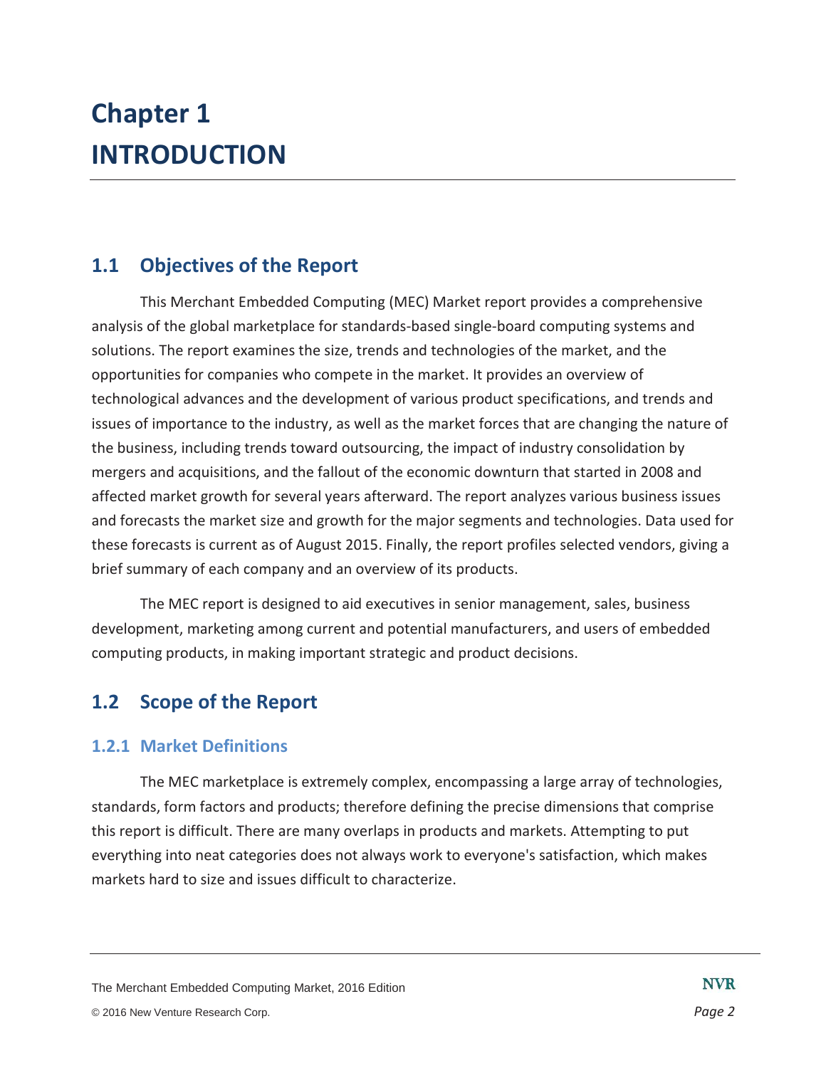# Chapter 1
# INTRODUCTION

## 1.1 Objectives of the Report

This Merchant Embedded Computing (MEC) Market report provides a comprehensive analysis of the global marketplace for standards-based single-board computing systems and solutions. The report examines the size, trends and technologies of the market, and the opportunities for companies who compete in the market. It provides an overview of technological advances and the development of various product specifications, and trends and issues of importance to the industry, as well as the market forces that are changing the nature of the business, including trends toward outsourcing, the impact of industry consolidation by mergers and acquisitions, and the fallout of the economic downturn that started in 2008 and affected market growth for several years afterward. The report analyzes various business issues and forecasts the market size and growth for the major segments and technologies. Data used for these forecasts is current as of August 2015. Finally, the report profiles selected vendors, giving a brief summary of each company and an overview of its products.

The MEC report is designed to aid executives in senior management, sales, business development, marketing among current and potential manufacturers, and users of embedded computing products, in making important strategic and product decisions.

## 1.2 Scope of the Report

### 1.2.1 Market Definitions

The MEC marketplace is extremely complex, encompassing a large array of technologies, standards, form factors and products; therefore defining the precise dimensions that comprise this report is difficult. There are many overlaps in products and markets. Attempting to put everything into neat categories does not always work to everyone's satisfaction, which makes markets hard to size and issues difficult to characterize.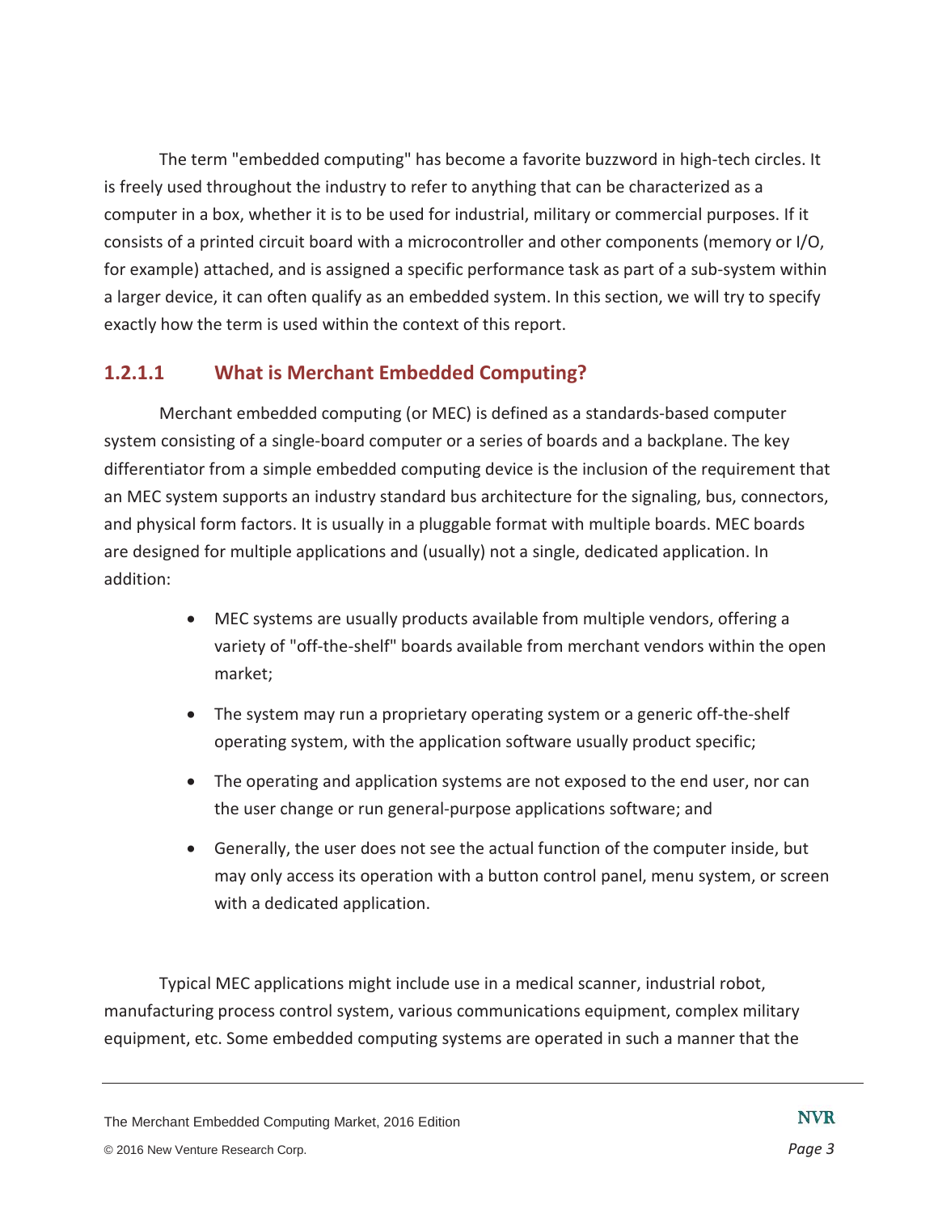The term "embedded computing" has become a favorite buzzword in high-tech circles. It is freely used throughout the industry to refer to anything that can be characterized as a computer in a box, whether it is to be used for industrial, military or commercial purposes. If it consists of a printed circuit board with a microcontroller and other components (memory or I/O, for example) attached, and is assigned a specific performance task as part of a sub-system within a larger device, it can often qualify as an embedded system. In this section, we will try to specify exactly how the term is used within the context of this report.

#### 1.2.1.1 What is Merchant Embedded Computing?

Merchant embedded computing (or MEC) is defined as a standards-based computer system consisting of a single-board computer or a series of boards and a backplane. The key differentiator from a simple embedded computing device is the inclusion of the requirement that an MEC system supports an industry standard bus architecture for the signaling, bus, connectors, and physical form factors. It is usually in a pluggable format with multiple boards. MEC boards are designed for multiple applications and (usually) not a single, dedicated application. In addition:

- MEC systems are usually products available from multiple vendors, offering a variety of "off-the-shelf" boards available from merchant vendors within the open market;
- The system may run a proprietary operating system or a generic off-the-shelf operating system, with the application software usually product specific;
- The operating and application systems are not exposed to the end user, nor can the user change or run general-purpose applications software; and
- Generally, the user does not see the actual function of the computer inside, but may only access its operation with a button control panel, menu system, or screen with a dedicated application.

Typical MEC applications might include use in a medical scanner, industrial robot, manufacturing process control system, various communications equipment, complex military equipment, etc. Some embedded computing systems are operated in such a manner that the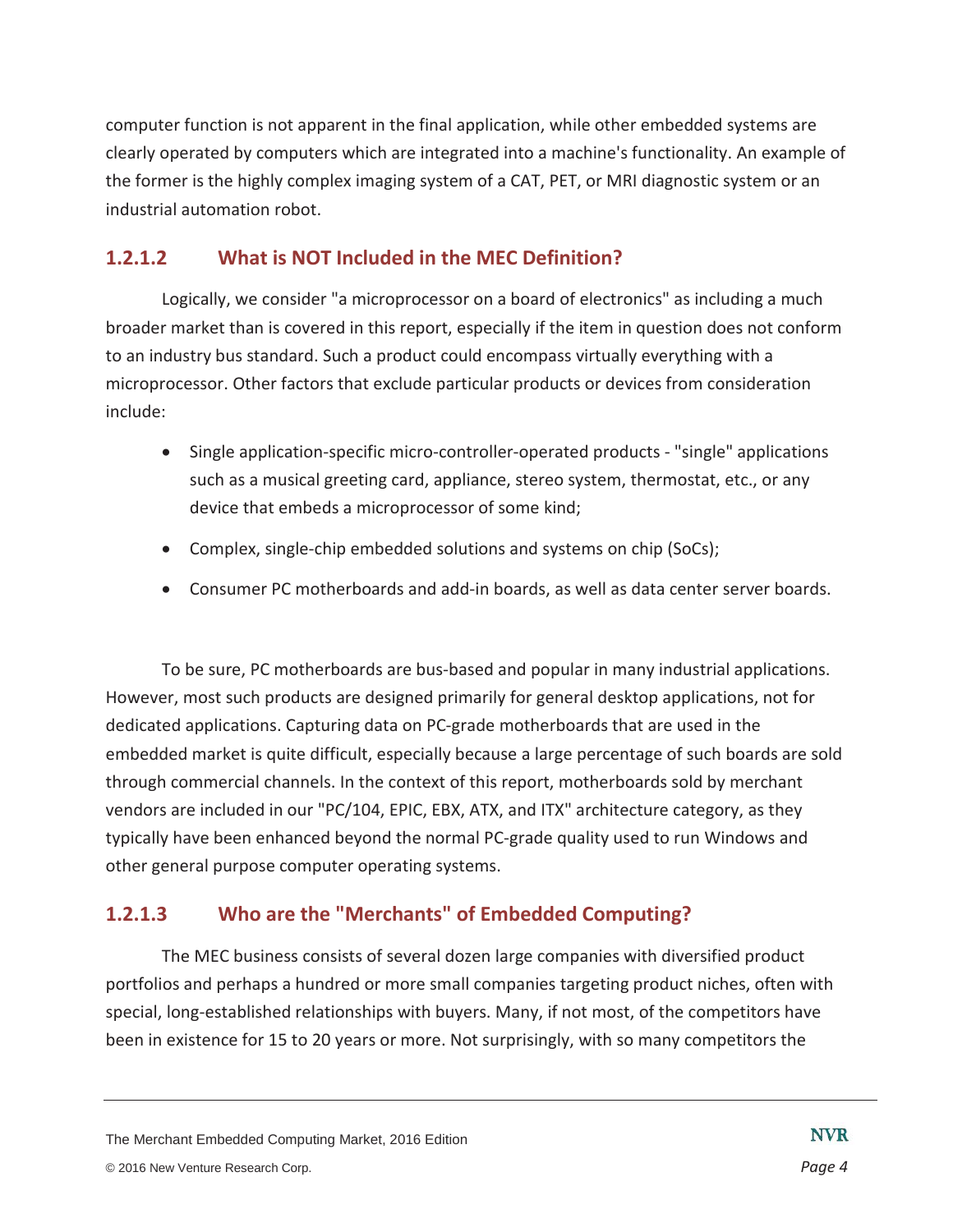computer function is not apparent in the final application, while other embedded systems are clearly operated by computers which are integrated into a machine's functionality. An example of the former is the highly complex imaging system of a CAT, PET, or MRI diagnostic system or an industrial automation robot.

#### 1.2.1.2 What is NOT Included in the MEC Definition?

Logically, we consider "a microprocessor on a board of electronics" as including a much broader market than is covered in this report, especially if the item in question does not conform to an industry bus standard. Such a product could encompass virtually everything with a microprocessor. Other factors that exclude particular products or devices from consideration include:

- Single application-specific micro-controller-operated products - "single" applications such as a musical greeting card, appliance, stereo system, thermostat, etc., or any device that embeds a microprocessor of some kind;
- Complex, single-chip embedded solutions and systems on chip (SoCs);
- Consumer PC motherboards and add-in boards, as well as data center server boards.

To be sure, PC motherboards are bus-based and popular in many industrial applications. However, most such products are designed primarily for general desktop applications, not for dedicated applications. Capturing data on PC-grade motherboards that are used in the embedded market is quite difficult, especially because a large percentage of such boards are sold through commercial channels. In the context of this report, motherboards sold by merchant vendors are included in our "PC/104, EPIC, EBX, ATX, and ITX" architecture category, as they typically have been enhanced beyond the normal PC-grade quality used to run Windows and other general purpose computer operating systems.

#### 1.2.1.3 Who are the "Merchants" of Embedded Computing?

The MEC business consists of several dozen large companies with diversified product portfolios and perhaps a hundred or more small companies targeting product niches, often with special, long-established relationships with buyers. Many, if not most, of the competitors have been in existence for 15 to 20 years or more. Not surprisingly, with so many competitors the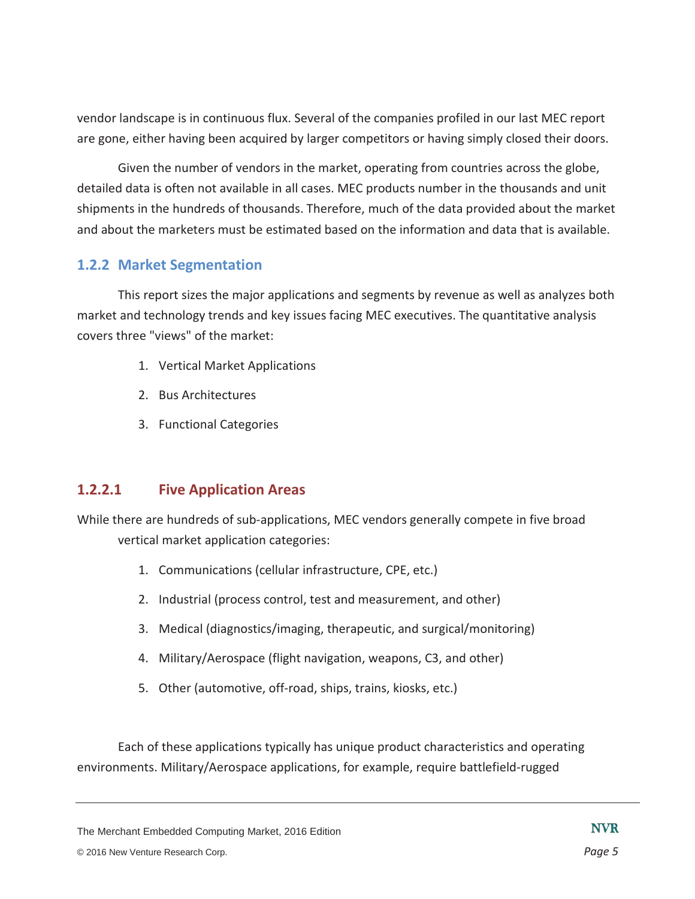vendor landscape is in continuous flux. Several of the companies profiled in our last MEC report are gone, either having been acquired by larger competitors or having simply closed their doors.

Given the number of vendors in the market, operating from countries across the globe, detailed data is often not available in all cases. MEC products number in the thousands and unit shipments in the hundreds of thousands. Therefore, much of the data provided about the market and about the marketers must be estimated based on the information and data that is available.

### 1.2.2 Market Segmentation

This report sizes the major applications and segments by revenue as well as analyzes both market and technology trends and key issues facing MEC executives. The quantitative analysis covers three "views" of the market:

1. Vertical Market Applications
2. Bus Architectures
3. Functional Categories

#### 1.2.2.1 Five Application Areas

While there are hundreds of sub-applications, MEC vendors generally compete in five broad vertical market application categories:

1. Communications (cellular infrastructure, CPE, etc.)
2. Industrial (process control, test and measurement, and other)
3. Medical (diagnostics/imaging, therapeutic, and surgical/monitoring)
4. Military/Aerospace (flight navigation, weapons, C3, and other)
5. Other (automotive, off-road, ships, trains, kiosks, etc.)

Each of these applications typically has unique product characteristics and operating environments. Military/Aerospace applications, for example, require battlefield-rugged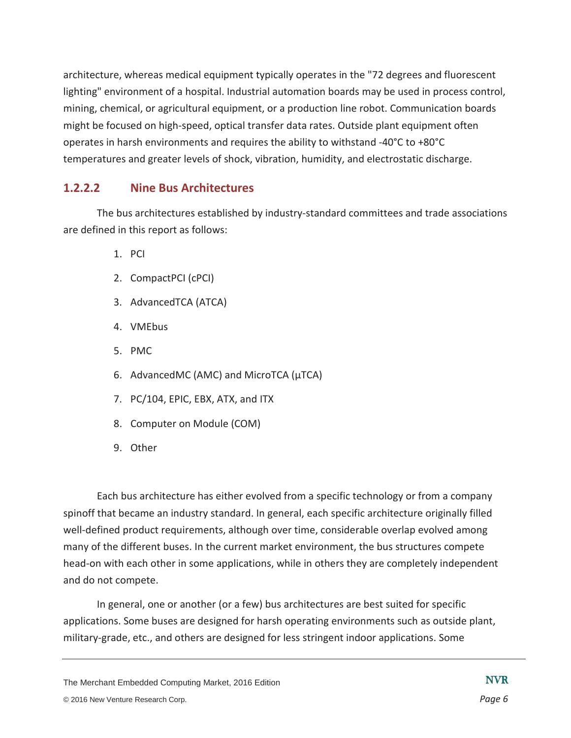architecture, whereas medical equipment typically operates in the "72 degrees and fluorescent lighting" environment of a hospital. Industrial automation boards may be used in process control, mining, chemical, or agricultural equipment, or a production line robot. Communication boards might be focused on high-speed, optical transfer data rates. Outside plant equipment often operates in harsh environments and requires the ability to withstand -40°C to +80°C temperatures and greater levels of shock, vibration, humidity, and electrostatic discharge.

### 1.2.2.2 Nine Bus Architectures

The bus architectures established by industry-standard committees and trade associations are defined in this report as follows:

1. PCI
2. CompactPCI (cPCI)
3. AdvancedTCA (ATCA)
4. VMEbus
5. PMC
6. AdvancedMC (AMC) and MicroTCA (µTCA)
7. PC/104, EPIC, EBX, ATX, and ITX
8. Computer on Module (COM)
9. Other

Each bus architecture has either evolved from a specific technology or from a company spinoff that became an industry standard. In general, each specific architecture originally filled well-defined product requirements, although over time, considerable overlap evolved among many of the different buses. In the current market environment, the bus structures compete head-on with each other in some applications, while in others they are completely independent and do not compete.

In general, one or another (or a few) bus architectures are best suited for specific applications. Some buses are designed for harsh operating environments such as outside plant, military-grade, etc., and others are designed for less stringent indoor applications. Some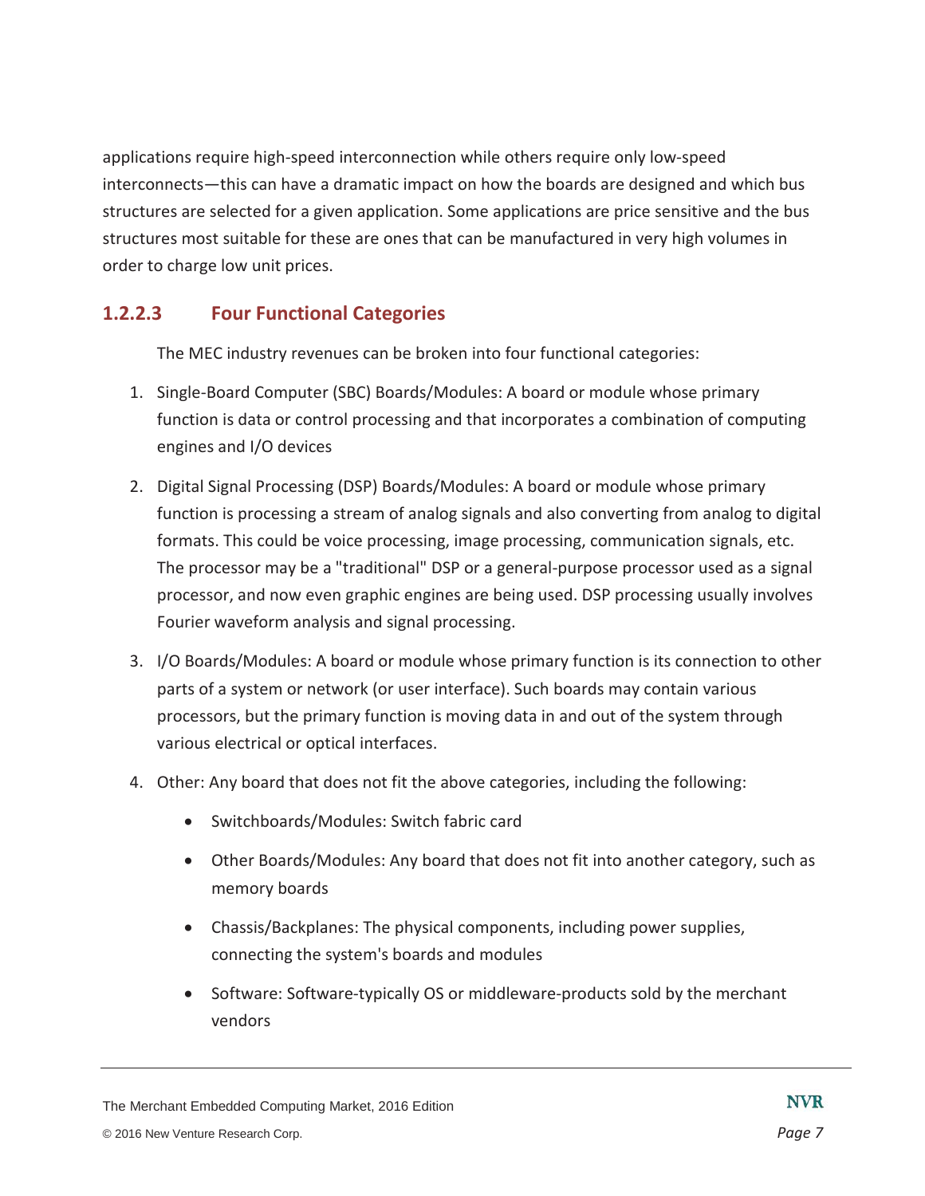applications require high-speed interconnection while others require only low-speed interconnects—this can have a dramatic impact on how the boards are designed and which bus structures are selected for a given application. Some applications are price sensitive and the bus structures most suitable for these are ones that can be manufactured in very high volumes in order to charge low unit prices.

### 1.2.2.3 Four Functional Categories

The MEC industry revenues can be broken into four functional categories:

1. Single-Board Computer (SBC) Boards/Modules: A board or module whose primary function is data or control processing and that incorporates a combination of computing engines and I/O devices
2. Digital Signal Processing (DSP) Boards/Modules: A board or module whose primary function is processing a stream of analog signals and also converting from analog to digital formats. This could be voice processing, image processing, communication signals, etc. The processor may be a "traditional" DSP or a general-purpose processor used as a signal processor, and now even graphic engines are being used. DSP processing usually involves Fourier waveform analysis and signal processing.
3. I/O Boards/Modules: A board or module whose primary function is its connection to other parts of a system or network (or user interface). Such boards may contain various processors, but the primary function is moving data in and out of the system through various electrical or optical interfaces.
4. Other: Any board that does not fit the above categories, including the following:
    - Switchboards/Modules: Switch fabric card
    - Other Boards/Modules: Any board that does not fit into another category, such as memory boards
    - Chassis/Backplanes: The physical components, including power supplies, connecting the system's boards and modules
    - Software: Software-typically OS or middleware-products sold by the merchant vendors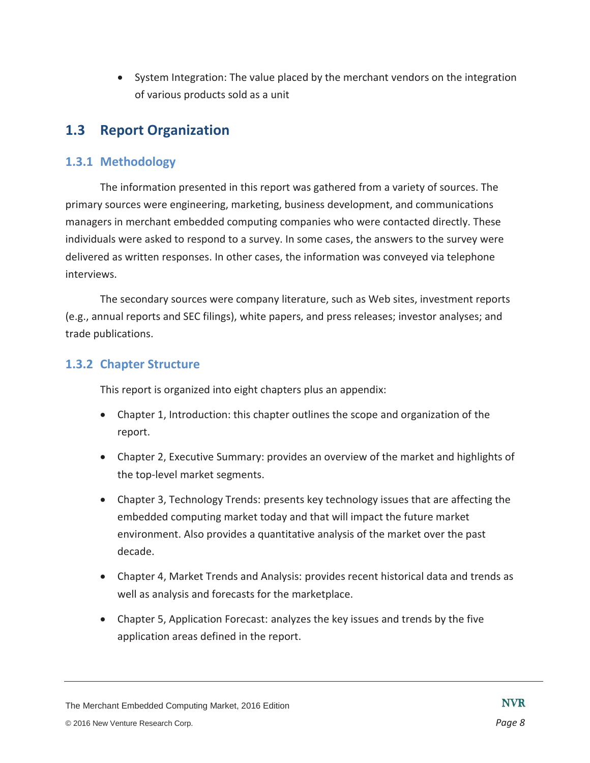- System Integration: The value placed by the merchant vendors on the integration of various products sold as a unit

## 1.3 Report Organization

### 1.3.1 Methodology

The information presented in this report was gathered from a variety of sources. The primary sources were engineering, marketing, business development, and communications managers in merchant embedded computing companies who were contacted directly. These individuals were asked to respond to a survey. In some cases, the answers to the survey were delivered as written responses. In other cases, the information was conveyed via telephone interviews.

The secondary sources were company literature, such as Web sites, investment reports (e.g., annual reports and SEC filings), white papers, and press releases; investor analyses; and trade publications.

### 1.3.2 Chapter Structure

This report is organized into eight chapters plus an appendix:

- Chapter 1, Introduction: this chapter outlines the scope and organization of the report.
- Chapter 2, Executive Summary: provides an overview of the market and highlights of the top-level market segments.
- Chapter 3, Technology Trends: presents key technology issues that are affecting the embedded computing market today and that will impact the future market environment. Also provides a quantitative analysis of the market over the past decade.
- Chapter 4, Market Trends and Analysis: provides recent historical data and trends as well as analysis and forecasts for the marketplace.
- Chapter 5, Application Forecast: analyzes the key issues and trends by the five application areas defined in the report.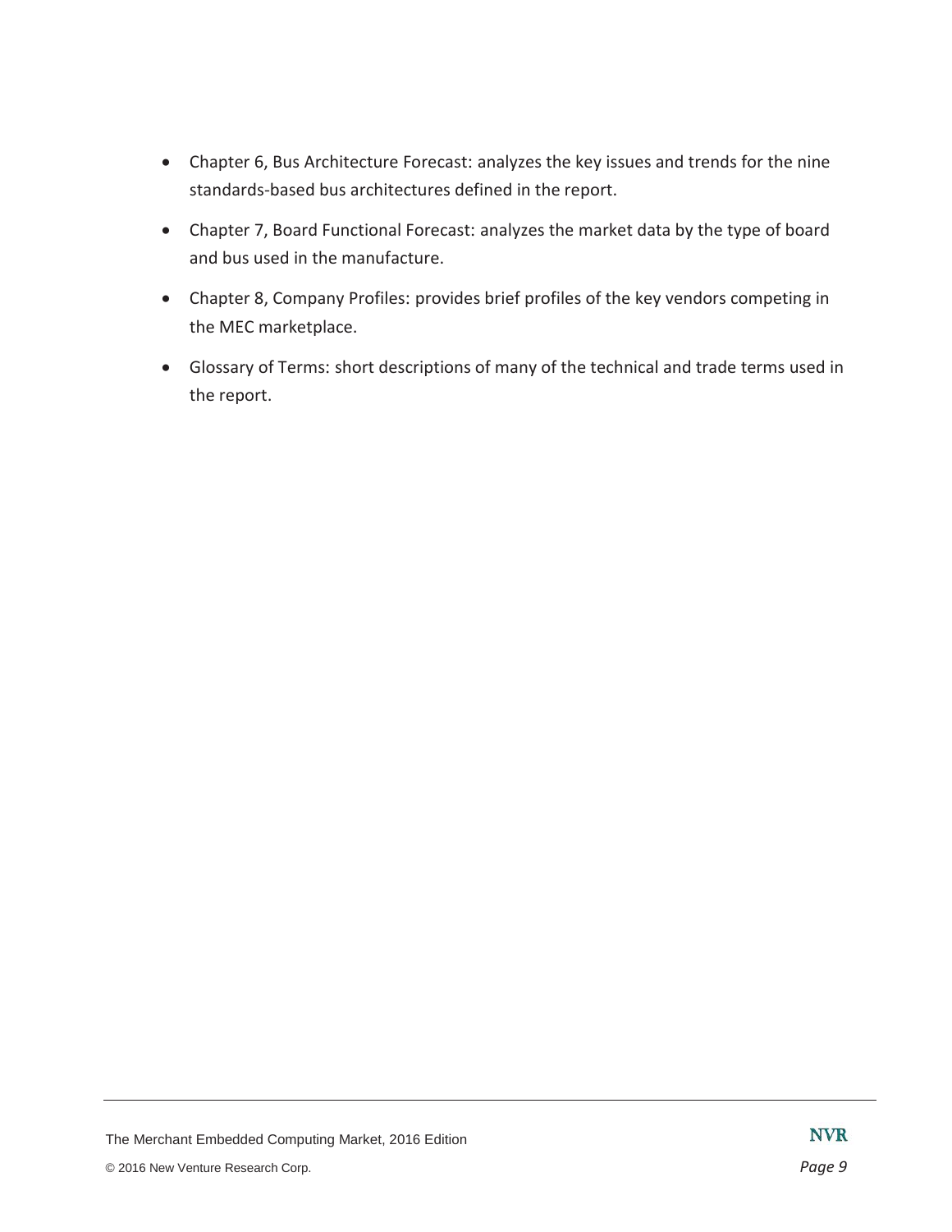- Chapter 6, Bus Architecture Forecast: analyzes the key issues and trends for the nine standards-based bus architectures defined in the report.
- Chapter 7, Board Functional Forecast: analyzes the market data by the type of board and bus used in the manufacture.
- Chapter 8, Company Profiles: provides brief profiles of the key vendors competing in the MEC marketplace.
- Glossary of Terms: short descriptions of many of the technical and trade terms used in the report.